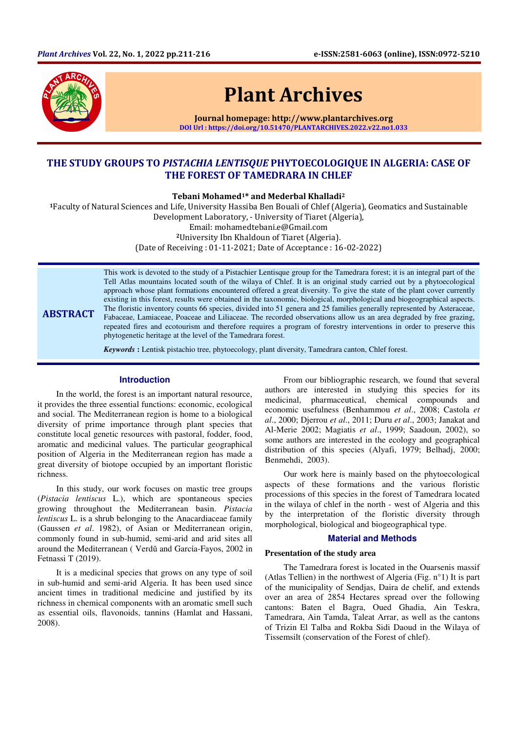# THE STUDY GROUPS TO *PISTACHIA LENTISQUE* PHYTOECOLOGIQUE IN ALGERIA: CASE OF THE FOREST OF TAMEDRARA IN CHLEF

**Tebani Mohamed[1]* and Mederbal Khalladi[2]**

[1]Faculty of Natural Sciences and Life, University Hassiba Ben Bouali of Chlef (Algeria), Geomatics and Sustainable Development Laboratory, - University of Tiaret (Algeria),
Email: mohamedtebani.e@Gmail.com
[2]University Ibn Khaldoun of Tiaret (Algeria).
(Date of Receiving : 01-11-2021; Date of Acceptance : 16-02-2022)

## ABSTRACT

This work is devoted to the study of a Pistachier Lentisque group for the Tamedrara forest; it is an integral part of the Tell Atlas mountains located south of the wilaya of Chlef. It is an original study carried out by a phytoecological approach whose plant formations encountered offered a great diversity. To give the state of the plant cover currently existing in this forest, results were obtained in the taxonomic, biological, morphological and biogeographical aspects. The floristic inventory counts 66 species, divided into 51 genera and 25 families generally represented by Asteraceae, Fabaceae, Lamiaceae, Poaceae and Liliaceae. The recorded observations allow us an area degraded by free grazing, repeated fires and ecotourism and therefore requires a program of forestry interventions in order to preserve this phytogenetic heritage at the level of the Tamedrara forest.

***Keywords*** **:** Lentisk pistachio tree, phytoecology, plant diversity, Tamedrara canton, Chlef forest.

## Introduction

In the world, the forest is an important natural resource, it provides the three essential functions: economic, ecological and social. The Mediterranean region is home to a biological diversity of prime importance through plant species that constitute local genetic resources with pastoral, fodder, food, aromatic and medicinal values. The particular geographical position of Algeria in the Mediterranean region has made a great diversity of biotope occupied by an important floristic richness.

In this study, our work focuses on mastic tree groups (*Pistacia lentiscus* L.), which are spontaneous species growing throughout the Mediterranean basin. *Pistacia lentiscus* L. is a shrub belonging to the Anacardiaceae family (Gaussen *et al*. 1982), of Asian or Mediterranean origin, commonly found in sub-humid, semi-arid and arid sites all around the Mediterranean ( Verdŭ and García-Fayos, 2002 in Fetnassi T (2019).

It is a medicinal species that grows on any type of soil in sub-humid and semi-arid Algeria. It has been used since ancient times in traditional medicine and justified by its richness in chemical components with an aromatic smell such as essential oils, flavonoids, tannins (Hamlat and Hassani, 2008).

From our bibliographic research, we found that several authors are interested in studying this species for its medicinal, pharmaceutical, chemical compounds and economic usefulness (Benhammou *et al*., 2008; Castola *et al*., 2000; Djerrou *et al*., 2011; Duru *et al*., 2003; Janakat and Al-Merie 2002; Magiatis *et al*., 1999; Saadoun, 2002), so some authors are interested in the ecology and geographical distribution of this species (Alyafi, 1979; Belhadj, 2000; Benmehdi, 2003).

Our work here is mainly based on the phytoecological aspects of these formations and the various floristic processions of this species in the forest of Tamedrara located in the wilaya of chlef in the north - west of Algeria and this by the interpretation of the floristic diversity through morphological, biological and biogeographical type.

## Material and Methods

### Presentation of the study area

The Tamedrara forest is located in the Ouarsenis massif (Atlas Tellien) in the northwest of Algeria (Fig. n°1) It is part of the municipality of Sendjas, Daira de chelif, and extends over an area of 2854 Hectares spread over the following cantons: Baten el Bagra, Oued Ghadia, Ain Teskra, Tamedrara, Ain Tamda, Taleat Arrar, as well as the cantons of Trizin El Talba and Rokba Sidi Daoud in the Wilaya of Tissemsilt (conservation of the Forest of chlef).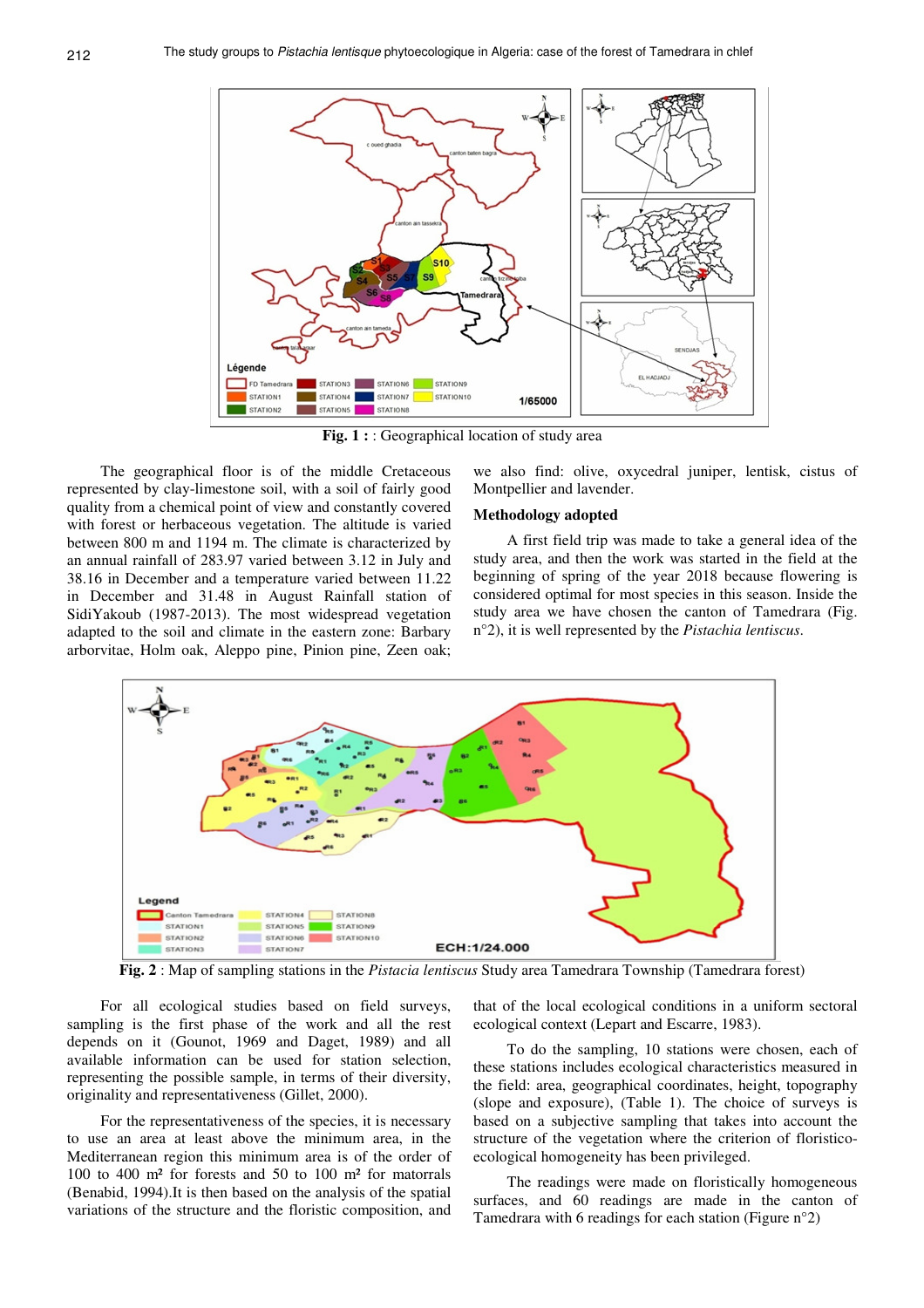**Fig. 1 :** : Geographical location of study area

The geographical floor is of the middle Cretaceous represented by clay-limestone soil, with a soil of fairly good quality from a chemical point of view and constantly covered with forest or herbaceous vegetation. The altitude is varied between 800 m and 1194 m. The climate is characterized by an annual rainfall of 283.97 varied between 3.12 in July and 38.16 in December and a temperature varied between 11.22 in December and 31.48 in August Rainfall station of SidiYakoub (1987-2013). The most widespread vegetation adapted to the soil and climate in the eastern zone: Barbary arborvitae, Holm oak, Aleppo pine, Pinion pine, Zeen oak; we also find: olive, oxycedral juniper, lentisk, cistus of Montpellier and lavender.

**Methodology adopted**

A first field trip was made to take a general idea of the study area, and then the work was started in the field at the beginning of spring of the year 2018 because flowering is considered optimal for most species in this season. Inside the study area we have chosen the canton of Tamedrara (Fig. n°2), it is well represented by the *Pistachia lentiscus*.

**Fig. 2** : Map of sampling stations in the *Pistacia lentiscus* Study area Tamedrara Township (Tamedrara forest)

For all ecological studies based on field surveys, sampling is the first phase of the work and all the rest depends on it (Gounot, 1969 and Daget, 1989) and all available information can be used for station selection, representing the possible sample, in terms of their diversity, originality and representativeness (Gillet, 2000).

For the representativeness of the species, it is necessary to use an area at least above the minimum area, in the Mediterranean region this minimum area is of the order of 100 to 400 m² for forests and 50 to 100 m² for matorrals (Benabid, 1994).It is then based on the analysis of the spatial variations of the structure and the floristic composition, and that of the local ecological conditions in a uniform sectoral ecological context (Lepart and Escarre, 1983).

To do the sampling, 10 stations were chosen, each of these stations includes ecological characteristics measured in the field: area, geographical coordinates, height, topography (slope and exposure), (Table 1). The choice of surveys is based on a subjective sampling that takes into account the structure of the vegetation where the criterion of floristico-ecological homogeneity has been privileged.

The readings were made on floristically homogeneous surfaces, and 60 readings are made in the canton of Tamedrara with 6 readings for each station (Figure n°2)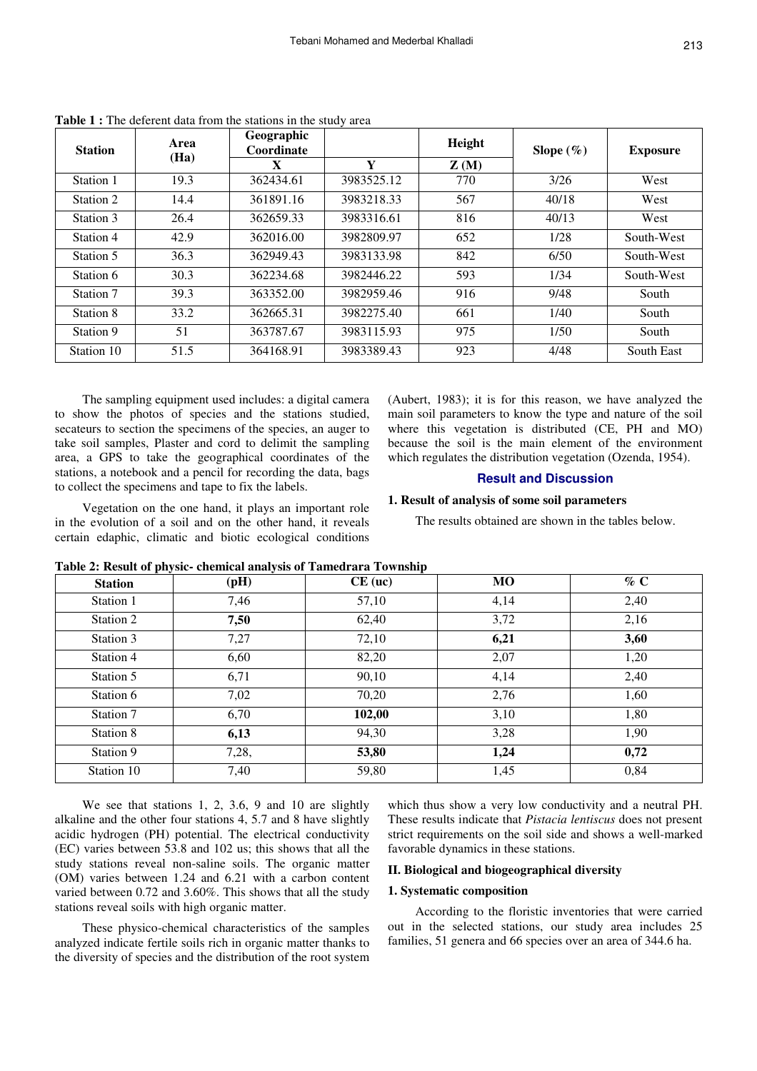**Table 1 :** The deferent data from the stations in the study area

| Station | Area (Ha) | Geographic Coordinate | | Height | Slope (%) | Exposure |
|---|---|---|---|---|---|---|
| | | X | Y | Z (M) | | |
| Station 1 | 19.3 | 362434.61 | 3983525.12 | 770 | 3/26 | West |
| Station 2 | 14.4 | 361891.16 | 3983218.33 | 567 | 40/18 | West |
| Station 3 | 26.4 | 362659.33 | 3983316.61 | 816 | 40/13 | West |
| Station 4 | 42.9 | 362016.00 | 3982809.97 | 652 | 1/28 | South-West |
| Station 5 | 36.3 | 362949.43 | 3983133.98 | 842 | 6/50 | South-West |
| Station 6 | 30.3 | 362234.68 | 3982446.22 | 593 | 1/34 | South-West |
| Station 7 | 39.3 | 363352.00 | 3982959.46 | 916 | 9/48 | South |
| Station 8 | 33.2 | 362665.31 | 3982275.40 | 661 | 1/40 | South |
| Station 9 | 51 | 363787.67 | 3983115.93 | 975 | 1/50 | South |
| Station 10 | 51.5 | 364168.91 | 3983389.43 | 923 | 4/48 | South East |

The sampling equipment used includes: a digital camera to show the photos of species and the stations studied, secateurs to section the specimens of the species, an auger to take soil samples, Plaster and cord to delimit the sampling area, a GPS to take the geographical coordinates of the stations, a notebook and a pencil for recording the data, bags to collect the specimens and tape to fix the labels.

Vegetation on the one hand, it plays an important role in the evolution of a soil and on the other hand, it reveals certain edaphic, climatic and biotic ecological conditions (Aubert, 1983); it is for this reason, we have analyzed the main soil parameters to know the type and nature of the soil where this vegetation is distributed (CE, PH and MO) because the soil is the main element of the environment which regulates the distribution vegetation (Ozenda, 1954).

## Result and Discussion

### 1. Result of analysis of some soil parameters

The results obtained are shown in the tables below.

**Table 2: Result of physic- chemical analysis of Tamedrara Township**

| Station | (pH) | CE (uc) | MO | % C |
|---|---|---|---|---|
| Station 1 | 7,46 | 57,10 | 4,14 | 2,40 |
| Station 2 | **7,50** | 62,40 | 3,72 | 2,16 |
| Station 3 | 7,27 | 72,10 | **6,21** | **3,60** |
| Station 4 | 6,60 | 82,20 | 2,07 | 1,20 |
| Station 5 | 6,71 | 90,10 | 4,14 | 2,40 |
| Station 6 | 7,02 | 70,20 | 2,76 | 1,60 |
| Station 7 | 6,70 | **102,00** | 3,10 | 1,80 |
| Station 8 | **6,13** | 94,30 | 3,28 | 1,90 |
| Station 9 | 7,28, | **53,80** | **1,24** | **0,72** |
| Station 10 | 7,40 | 59,80 | 1,45 | 0,84 |

We see that stations 1, 2, 3.6, 9 and 10 are slightly alkaline and the other four stations 4, 5.7 and 8 have slightly acidic hydrogen (PH) potential. The electrical conductivity (EC) varies between 53.8 and 102 us; this shows that all the study stations reveal non-saline soils. The organic matter (OM) varies between 1.24 and 6.21 with a carbon content varied between 0.72 and 3.60%. This shows that all the study stations reveal soils with high organic matter.

These physico-chemical characteristics of the samples analyzed indicate fertile soils rich in organic matter thanks to the diversity of species and the distribution of the root system which thus show a very low conductivity and a neutral PH. These results indicate that *Pistacia lentiscus* does not present strict requirements on the soil side and shows a well-marked favorable dynamics in these stations.

### II. Biological and biogeographical diversity

#### 1. Systematic composition

According to the floristic inventories that were carried out in the selected stations, our study area includes 25 families, 51 genera and 66 species over an area of 344.6 ha.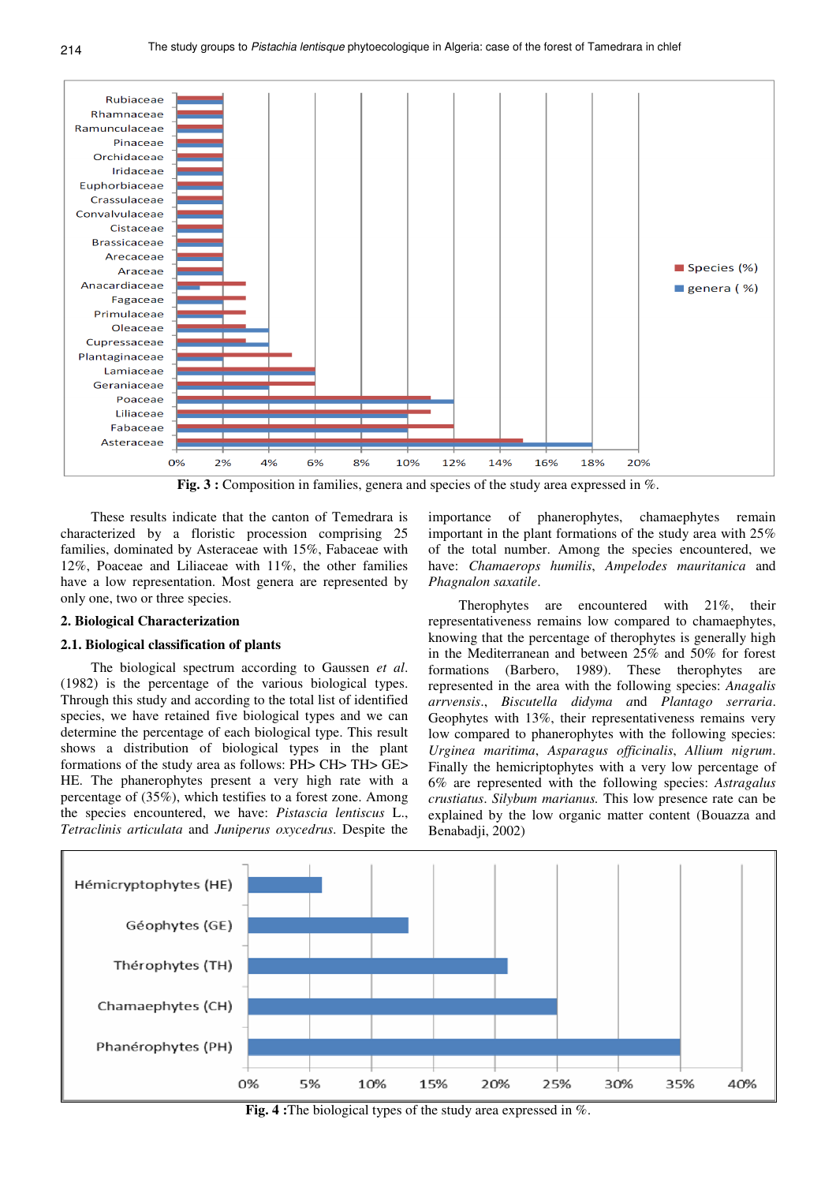Fig. 3 : Composition in families, genera and species of the study area expressed in %.

These results indicate that the canton of Temedrara is characterized by a floristic procession comprising 25 families, dominated by Asteraceae with 15%, Fabaceae with 12%, Poaceae and Liliaceae with 11%, the other families have a low representation. Most genera are represented by only one, two or three species.

## 2. Biological Characterization

### 2.1. Biological classification of plants

The biological spectrum according to Gaussen *et al.* (1982) is the percentage of the various biological types. Through this study and according to the total list of identified species, we have retained five biological types and we can determine the percentage of each biological type. This result shows a distribution of biological types in the plant formations of the study area as follows: PH> CH> TH> GE> HE. The phanerophytes present a very high rate with a percentage of (35%), which testifies to a forest zone. Among the species encountered, we have: *Pistascia lentiscus* L., *Tetraclinis articulata* and *Juniperus oxycedrus*. Despite the importance of phanerophytes, chamaephytes remain important in the plant formations of the study area with 25% of the total number. Among the species encountered, we have: *Chamaerops humilis*, *Ampelodes mauritanica* and *Phagnalon saxatile*.

Therophytes are encountered with 21%, their representativeness remains low compared to chamaephytes, knowing that the percentage of therophytes is generally high in the Mediterranean and between 25% and 50% for forest formations (Barbero, 1989). These therophytes are represented in the area with the following species: *Anagalis arrvensis*., *Biscutella didyma* and *Plantago serraria*. Geophytes with 13%, their representativeness remains very low compared to phanerophytes with the following species: *Urginea maritima*, *Asparagus officinalis*, *Allium nigrum*. Finally the hemicriptophytes with a very low percentage of 6% are represented with the following species: *Astragalus crustiatus*. *Silybum marianus.* This low presence rate can be explained by the low organic matter content (Bouazza and Benabadji, 2002)

Fig. 4 :The biological types of the study area expressed in %.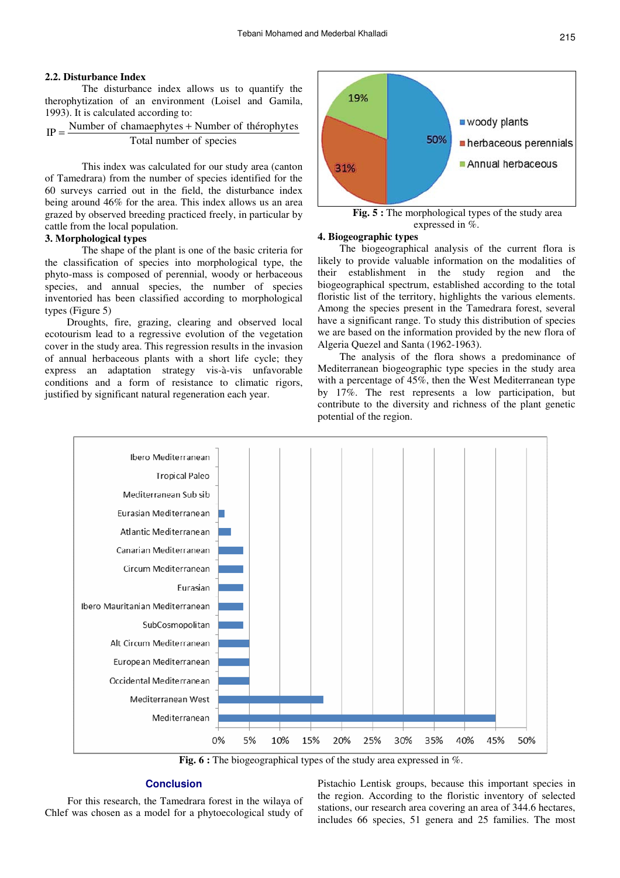### 2.2. Disturbance Index

The disturbance index allows us to quantify the therophytization of an environment (Loisel and Gamila, 1993). It is calculated according to:

$$IP = \frac{\text{Number of chamaephytes} + \text{Number of thérophytes}}{\text{Total number of species}}$$

This index was calculated for our study area (canton of Tamedrara) from the number of species identified for the 60 surveys carried out in the field, the disturbance index being around 46% for the area. This index allows us an area grazed by observed breeding practiced freely, in particular by cattle from the local population.

### 3. Morphological types

The shape of the plant is one of the basic criteria for the classification of species into morphological type, the phyto-mass is composed of perennial, woody or herbaceous species, and annual species, the number of species inventoried has been classified according to morphological types (Figure 5)

Droughts, fire, grazing, clearing and observed local ecotourism lead to a regressive evolution of the vegetation cover in the study area. This regression results in the invasion of annual herbaceous plants with a short life cycle; they express an adaptation strategy vis-à-vis unfavorable conditions and a form of resistance to climatic rigors, justified by significant natural regeneration each year.

**Fig. 5 :** The morphological types of the study area expressed in %.

### 4. Biogeographic types

The biogeographical analysis of the current flora is likely to provide valuable information on the modalities of their establishment in the study region and the biogeographical spectrum, established according to the total floristic list of the territory, highlights the various elements. Among the species present in the Tamedrara forest, several have a significant range. To study this distribution of species we are based on the information provided by the new flora of Algeria Quezel and Santa (1962-1963).

The analysis of the flora shows a predominance of Mediterranean biogeographic type species in the study area with a percentage of 45%, then the West Mediterranean type by 17%. The rest represents a low participation, but contribute to the diversity and richness of the plant genetic potential of the region.

**Fig. 6 :** The biogeographical types of the study area expressed in %.

## Conclusion

For this research, the Tamedrara forest in the wilaya of Chlef was chosen as a model for a phytoecological study of Pistachio Lentisk groups, because this important species in the region. According to the floristic inventory of selected stations, our research area covering an area of 344.6 hectares, includes 66 species, 51 genera and 25 families. The most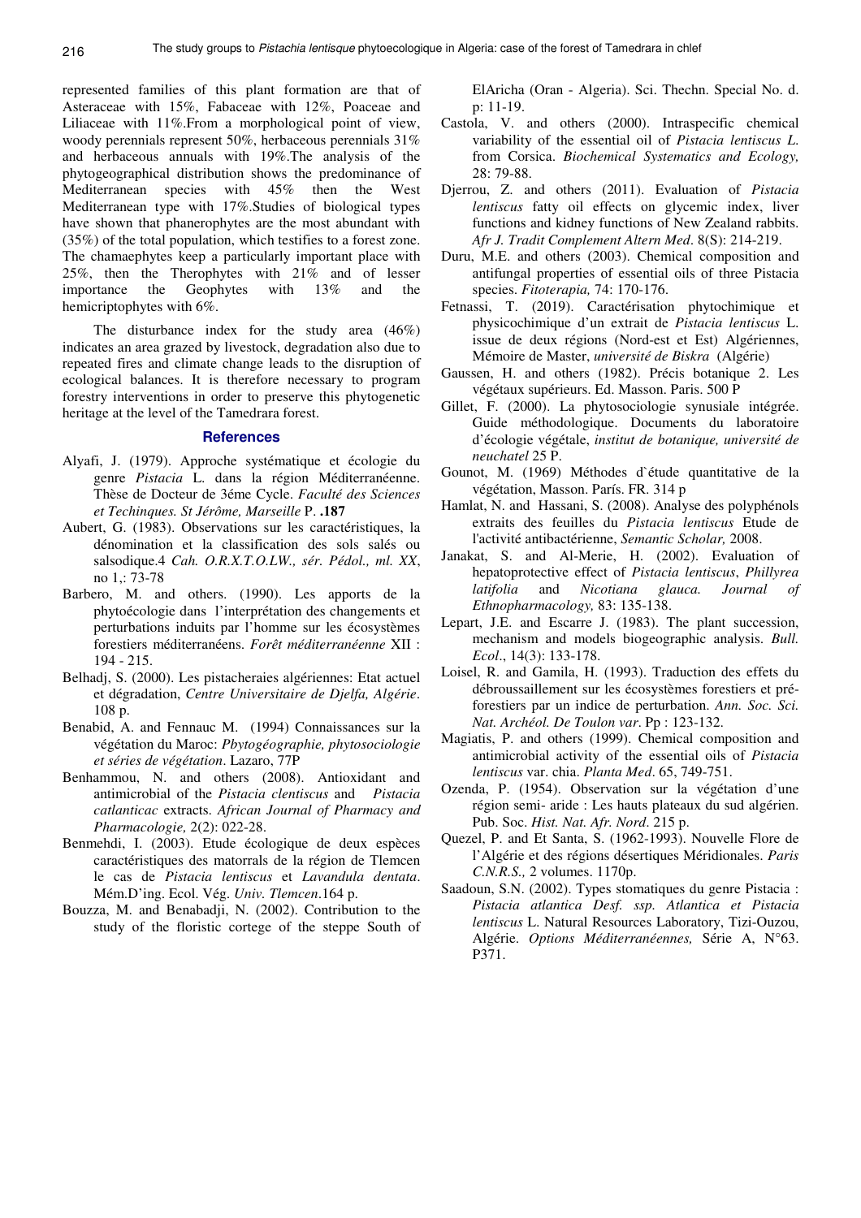represented families of this plant formation are that of Asteraceae with 15%, Fabaceae with 12%, Poaceae and Liliaceae with 11%.From a morphological point of view, woody perennials represent 50%, herbaceous perennials 31% and herbaceous annuals with 19%.The analysis of the phytogeographical distribution shows the predominance of Mediterranean species with 45% then the West Mediterranean type with 17%.Studies of biological types have shown that phanerophytes are the most abundant with (35%) of the total population, which testifies to a forest zone. The chamaephytes keep a particularly important place with 25%, then the Therophytes with 21% and of lesser importance the Geophytes with 13% and the hemicriptophytes with 6%.

The disturbance index for the study area (46%) indicates an area grazed by livestock, degradation also due to repeated fires and climate change leads to the disruption of ecological balances. It is therefore necessary to program forestry interventions in order to preserve this phytogenetic heritage at the level of the Tamedrara forest.

## References

Alyafi, J. (1979). Approche systématique et écologie du genre *Pistacia* L. dans la région Méditeranéenne. Thèse de Docteur de 3éme Cycle. *Faculté des Sciences et Techinques. St Jérôme, Marseille* P. **.187**

Aubert, G. (1983). Observations sur les caractéristiques, la dénomination et la classification des sols salés ou salsodique.4 *Cah. O.R.X.T.O.LW., sér. Pédol., ml. XX*, no 1,: 73-78

Barbero, M. and others. (1990). Les apports de la phytoécologie dans l'interprétation des changements et perturbations induits par l'homme sur les écosystèmes forestiers méditerranéens. *Forêt méditerranéenne* XII : 194 - 215.

Belhadj, S. (2000). Les pistacheraies algériennes: Etat actuel et dégradation, *Centre Universitaire de Djelfa, Algérie*. 108 p.

Benabid, A. and Fennauc M. (1994) Connaissances sur la végétation du Maroc: *Pbytogéographie, phytosociologie et séries de végétation*. Lazaro, 77P

Benhammou, N. and others (2008). Antioxidant and antimicrobial of the *Pistacia clentiscus* and *Pistacia catlanticac* extracts. *African Journal of Pharmacy and Pharmacologie,* 2(2): 022-28.

Benmehdi, I. (2003). Etude écologique de deux espèces caractéristiques des matorrals de la région de Tlemcen le cas de *Pistacia lentiscus* et *Lavandula dentata*. Mém.D'ing. Ecol. Vég. *Univ. Tlemcen*.164 p.

Bouzza, M. and Benabadji, N. (2002). Contribution to the study of the floristic cortege of the steppe South of ElAricha (Oran - Algeria). Sci. Thechn. Special No. d. p: 11-19.

Castola, V. and others (2000). Intraspecific chemical variability of the essential oil of *Pistacia lentiscus L.* from Corsica. *Biochemical Systematics and Ecology,* 28: 79-88.

Djerrou, Z. and others (2011). Evaluation of *Pistacia lentiscus* fatty oil effects on glycemic index, liver functions and kidney functions of New Zealand rabbits. *Afr J. Tradit Complement Altern Med*. 8(S): 214-219.

Duru, M.E. and others (2003). Chemical composition and antifungal properties of essential oils of three Pistacia species. *Fitoterapia,* 74: 170-176.

Fetnassi, T. (2019). Caractérisation phytochimique et physicochimique d'un extrait de *Pistacia lentiscus* L. issue de deux régions (Nord-est et Est) Algériennes, Mémoire de Master, *université de Biskra* (Algérie)

Gaussen, H. and others (1982). Précis botanique 2. Les végétaux supérieurs. Ed. Masson. Paris. 500 P

Gillet, F. (2000). La phytosociologie synusiale intégrée. Guide méthodologique. Documents du laboratoire d'écologie végétale, *institut de botanique, université de neuchatel* 25 P.

Gounot, M. (1969) Méthodes d`étude quantitative de la végétation, Masson. París. FR. 314 p

Hamlat, N. and Hassani, S. (2008). Analyse des polyphénols extraits des feuilles du *Pistacia lentiscus* Etude de l'activité antibactérienne, *Semantic Scholar,* 2008.

Janakat, S. and Al-Merie, H. (2002). Evaluation of hepatoprotective effect of *Pistacia lentiscus*, *Phillyrea latifolia* and *Nicotiana glauca. Journal of Ethnopharmacology,* 83: 135-138.

Lepart, J.E. and Escarre J. (1983). The plant succession, mechanism and models biogeographic analysis. *Bull. Ecol*., 14(3): 133-178.

Loisel, R. and Gamila, H. (1993). Traduction des effets du débroussaillement sur les écosystèmes forestiers et pré-forestiers par un indice de perturbation. *Ann. Soc. Sci. Nat. Archéol. De Toulon var*. Pp : 123-132.

Magiatis, P. and others (1999). Chemical composition and antimicrobial activity of the essential oils of *Pistacia lentiscus* var. chia. *Planta Med*. 65, 749-751.

Ozenda, P. (1954). Observation sur la végétation d'une région semi- aride : Les hauts plateaux du sud algérien. Pub. Soc. *Hist. Nat. Afr. Nord*. 215 p.

Quezel, P. and Et Santa, S. (1962-1993). Nouvelle Flore de l'Algérie et des régions désertiques Méridionales. *Paris C.N.R.S.,* 2 volumes. 1170p.

Saadoun, S.N. (2002). Types stomatiques du genre Pistacia : *Pistacia atlantica Desf. ssp. Atlantica et Pistacia lentiscus* L. Natural Resources Laboratory, Tizi-Ouzou, Algérie. *Options Méditerranéennes,* Série A, N°63. P371.